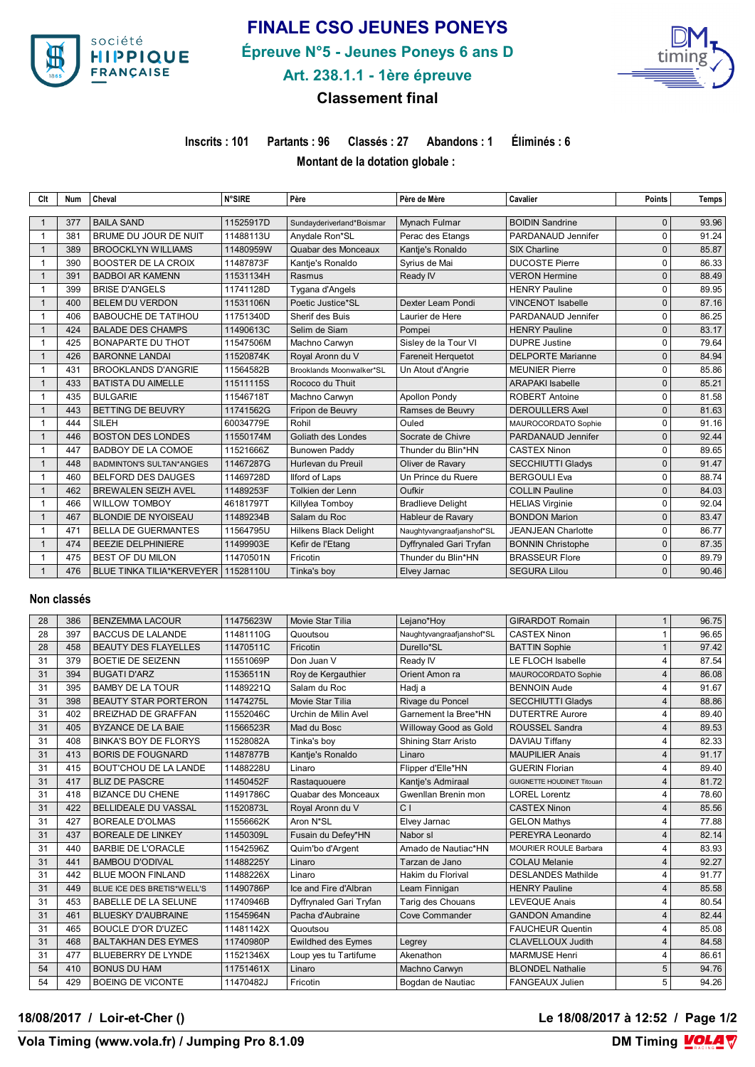# FINALE CSO JEUNES PONEYS

## Épreuve N°5 - Jeunes Poneys 6 ans D

## Art. 238.1.1 - 1ère épreuve

## Classement final

**Inscrits : 101  Partants : 96  Classés : 27  Abandons : 1  Éliminés : 6**

**Montant de la dotation globale :**

| Clt | Num | Cheval | N°SIRE | Père | Père de Mère | Cavalier | Points | Temps |
|---|---|---|---|---|---|---|---|---|
| 1 | 377 | BAILA SAND | 11525917D | Sundayderiverland*Boismar | Mynach Fulmar | BOIDIN Sandrine | 0 | 93.96 |
| 1 | 381 | BRUME DU JOUR DE NUIT | 11488113U | Anydale Ron*SL | Perac des Etangs | PARDANAUD Jennifer | 0 | 91.24 |
| 1 | 389 | BROOCKLYN WILLIAMS | 11480959W | Quabar des Monceaux | Kantje's Ronaldo | SIX Charline | 0 | 85.87 |
| 1 | 390 | BOOSTER DE LA CROIX | 11487873F | Kantje's Ronaldo | Syrius de Mai | DUCOSTE Pierre | 0 | 86.33 |
| 1 | 391 | BADBOI AR KAMENN | 11531134H | Rasmus | Ready IV | VERON Hermine | 0 | 88.49 |
| 1 | 399 | BRISE D'ANGELS | 11741128D | Tygana d'Angels | | HENRY Pauline | 0 | 89.95 |
| 1 | 400 | BELEM DU VERDON | 11531106N | Poetic Justice*SL | Dexter Leam Pondi | VINCENOT Isabelle | 0 | 87.16 |
| 1 | 406 | BABOUCHE DE TATIHOU | 11751340D | Sherif des Buis | Laurier de Here | PARDANAUD Jennifer | 0 | 86.25 |
| 1 | 424 | BALADE DES CHAMPS | 11490613C | Selim de Siam | Pompei | HENRY Pauline | 0 | 83.17 |
| 1 | 425 | BONAPARTE DU THOT | 11547506M | Machno Carwyn | Sisley de la Tour VI | DUPRE Justine | 0 | 79.64 |
| 1 | 426 | BARONNE LANDAI | 11520874K | Royal Aronn du V | Fareneit Herquetot | DELPORTE Marianne | 0 | 84.94 |
| 1 | 431 | BROOKLANDS D'ANGRIE | 11564582B | Brooklands Moonwalker*SL | Un Atout d'Angrie | MEUNIER Pierre | 0 | 85.86 |
| 1 | 433 | BATISTA DU AIMELLE | 11511115S | Rococo du Thuit | | ARAPAKI Isabelle | 0 | 85.21 |
| 1 | 435 | BULGARIE | 11546718T | Machno Carwyn | Apollon Pondy | ROBERT Antoine | 0 | 81.58 |
| 1 | 443 | BETTING DE BEUVRY | 11741562G | Fripon de Beuvry | Ramses de Beuvry | DEROULLERS Axel | 0 | 81.63 |
| 1 | 444 | SILEH | 60034779E | Rohil | Ouled | MAUROCORDATO Sophie | 0 | 91.16 |
| 1 | 446 | BOSTON DES LONDES | 11550174M | Goliath des Londes | Socrate de Chivre | PARDANAUD Jennifer | 0 | 92.44 |
| 1 | 447 | BADBOY DE LA COMOE | 11521666Z | Bunowen Paddy | Thunder du Blin*HN | CASTEX Ninon | 0 | 89.65 |
| 1 | 448 | BADMINTON'S SULTAN*ANGIES | 11467287G | Hurlevan du Preuil | Oliver de Ravary | SECCHIUTTI Gladys | 0 | 91.47 |
| 1 | 460 | BELFORD DES DAUGES | 11469728D | Ilford of Laps | Un Prince du Ruere | BERGOULI Eva | 0 | 88.74 |
| 1 | 462 | BREWALEN SEIZH AVEL | 11489253F | Tolkien der Lenn | Oufkir | COLLIN Pauline | 0 | 84.03 |
| 1 | 466 | WILLOW TOMBOY | 46181797T | Killylea Tomboy | Bradlieve Delight | HELIAS Virginie | 0 | 92.04 |
| 1 | 467 | BLONDIE DE NYOISEAU | 11489234B | Salam du Roc | Hableur de Ravary | BONDON Marion | 0 | 83.47 |
| 1 | 471 | BELLA DE GUERMANTES | 11564795U | Hilkens Black Delight | Naughtyvangraafjanshof*SL | JEANJEAN Charlotte | 0 | 86.77 |
| 1 | 474 | BEEZIE DELPHINIERE | 11499903E | Kefir de l'Etang | Dyffrynaled Gari Tryfan | BONNIN Christophe | 0 | 87.35 |
| 1 | 475 | BEST OF DU MILON | 11470501N | Fricotin | Thunder du Blin*HN | BRASSEUR Flore | 0 | 89.79 |
| 1 | 476 | BLUE TINKA TILIA*KERVEYER | 11528110U | Tinka's boy | Elvey Jarnac | SEGURA Lilou | 0 | 90.46 |

## Non classés

| Clt | Num | Cheval | N°SIRE | Père | Père de Mère | Cavalier | Points | Temps |
|---|---|---|---|---|---|---|---|---|
| 28 | 386 | BENZEMMA LACOUR | 11475623W | Movie Star Tilia | Lejano*Hoy | GIRARDOT Romain | 1 | 96.75 |
| 28 | 397 | BACCUS DE LALANDE | 11481110G | Quoutsou | Naughtyvangraafjanshof*SL | CASTEX Ninon | 1 | 96.65 |
| 28 | 458 | BEAUTY DES FLAYELLES | 11470511C | Fricotin | Durello*SL | BATTIN Sophie | 1 | 97.42 |
| 31 | 379 | BOETIE DE SEIZENN | 11551069P | Don Juan V | Ready IV | LE FLOCH Isabelle | 4 | 87.54 |
| 31 | 394 | BUGATI D'ARZ | 11536511N | Roy de Kergauthier | Orient Amon ra | MAUROCORDATO Sophie | 4 | 86.08 |
| 31 | 395 | BAMBY DE LA TOUR | 11489221Q | Salam du Roc | Hadj a | BENNOIN Aude | 4 | 91.67 |
| 31 | 398 | BEAUTY STAR PORTERON | 11474275L | Movie Star Tilia | Rivage du Poncel | SECCHIUTTI Gladys | 4 | 88.86 |
| 31 | 402 | BREIZHAD DE GRAFFAN | 11552046C | Urchin de Milin Avel | Garnement la Bree*HN | DUTERTRE Aurore | 4 | 89.40 |
| 31 | 405 | BYZANCE DE LA BAIE | 11566523R | Mad du Bosc | Willoway Good as Gold | ROUSSEL Sandra | 4 | 89.53 |
| 31 | 408 | BINKA'S BOY DE FLORYS | 11528082A | Tinka's boy | Shining Starr Aristo | DAVIAU Tiffany | 4 | 82.33 |
| 31 | 413 | BORIS DE FOUGNARD | 11487877B | Kantje's Ronaldo | Linaro | MAUPILIER Anais | 4 | 91.17 |
| 31 | 415 | BOUT'CHOU DE LA LANDE | 11488228U | Linaro | Flipper d'Elle*HN | GUERIN Florian | 4 | 89.40 |
| 31 | 417 | BLIZ DE PASCRE | 11450452F | Rastaquouere | Kantje's Admiraal | GUIGNETTE HOUDINET Titouan | 4 | 81.72 |
| 31 | 418 | BIZANCE DU CHENE | 11491786C | Quabar des Monceaux | Gwenllan Brenin mon | LOREL Lorentz | 4 | 78.60 |
| 31 | 422 | BELLIDEALE DU VASSAL | 11520873L | Royal Aronn du V | C I | CASTEX Ninon | 4 | 85.56 |
| 31 | 427 | BOREALE D'OLMAS | 11556662K | Aron N*SL | Elvey Jarnac | GELON Mathys | 4 | 77.88 |
| 31 | 437 | BOREALE DE LINKEY | 11450309L | Fusain du Defey*HN | Nabor sl | PEREYRA Leonardo | 4 | 82.14 |
| 31 | 440 | BARBIE DE L'ORACLE | 11542596Z | Quim'bo d'Argent | Amado de Nautiac*HN | MOURIER ROULE Barbara | 4 | 83.93 |
| 31 | 441 | BAMBOU D'ODIVAL | 11488225Y | Linaro | Tarzan de Jano | COLAU Melanie | 4 | 92.27 |
| 31 | 442 | BLUE MOON FINLAND | 11488226X | Linaro | Hakim du Florival | DESLANDES Mathilde | 4 | 91.77 |
| 31 | 449 | BLUE ICE DES BRETIS*WELL'S | 11490786P | Ice and Fire d'Albran | Leam Finnigan | HENRY Pauline | 4 | 85.58 |
| 31 | 453 | BABELLE DE LA SELUNE | 11740946B | Dyffrynaled Gari Tryfan | Tarig des Chouans | LEVEQUE Anais | 4 | 80.54 |
| 31 | 461 | BLUESKY D'AUBRAINE | 11545964N | Pacha d'Aubraine | Cove Commander | GANDON Amandine | 4 | 82.44 |
| 31 | 465 | BOUCLE D'OR D'UZEC | 11481142X | Quoutsou | | FAUCHEUR Quentin | 4 | 85.08 |
| 31 | 468 | BALTAKHAN DES EYMES | 11740980P | Ewildhed des Eymes | Legrey | CLAVELLOUX Judith | 4 | 84.58 |
| 31 | 477 | BLUEBERRY DE LYNDE | 11521346X | Loup yes tu Tartifume | Akenathon | MARMUSE Henri | 4 | 86.61 |
| 54 | 410 | BONUS DU HAM | 11751461X | Linaro | Machno Carwyn | BLONDEL Nathalie | 5 | 94.76 |
| 54 | 429 | BOEING DE VICONTE | 11470482J | Fricotin | Bogdan de Nautiac | FANGEAUX Julien | 5 | 94.26 |

**18/08/2017 / Loir-et-Cher ()**

**Le 18/08/2017 à 12:52**

**Vola Timing (www.vola.fr) / Jumping Pro 8.1.09**

**DM Timing**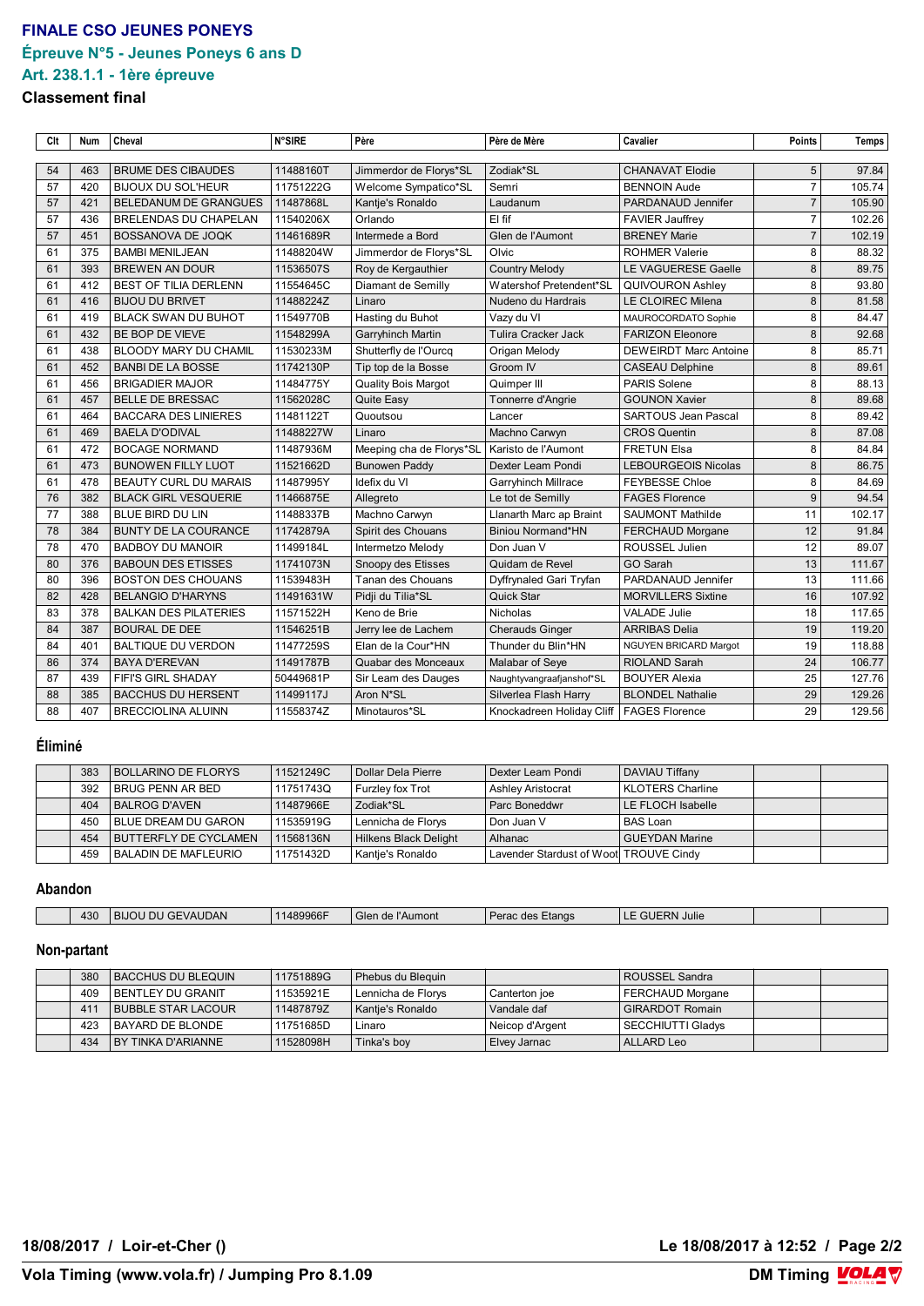# FINALE CSO JEUNES PONEYS

## Épreuve N°5 - Jeunes Poneys 6 ans D

## Art. 238.1.1 - 1ère épreuve

### Classement final

| Clt | Num | Cheval | N°SIRE | Père | Père de Mère | Cavalier | Points | Temps |
|---|---|---|---|---|---|---|---|---|
| 54 | 463 | BRUME DES CIBAUDES | 11488160T | Jimmerdor de Florys*SL | Zodiak*SL | CHANAVAT Elodie | 5 | 97.84 |
| 57 | 420 | BIJOUX DU SOL'HEUR | 11751222G | Welcome Sympatico*SL | Semri | BENNOIN Aude | 7 | 105.74 |
| 57 | 421 | BELEDANUM DE GRANGUES | 11487868L | Kantje's Ronaldo | Laudanum | PARDANAUD Jennifer | 7 | 105.90 |
| 57 | 436 | BRELENDAS DU CHAPELAN | 11540206X | Orlando | El fif | FAVIER Jauffrey | 7 | 102.26 |
| 57 | 451 | BOSSANOVA DE JOQK | 11461689R | Intermede a Bord | Glen de l'Aumont | BRENEY Marie | 7 | 102.19 |
| 61 | 375 | BAMBI MENILJEAN | 11488204W | Jimmerdor de Florys*SL | Olvic | ROHMER Valerie | 8 | 88.32 |
| 61 | 393 | BREWEN AN DOUR | 11536507S | Roy de Kergauthier | Country Melody | LE VAGUERESE Gaelle | 8 | 89.75 |
| 61 | 412 | BEST OF TILIA DERLENN | 11554645C | Diamant de Semilly | Watershof Pretendent*SL | QUIVOURON Ashley | 8 | 93.80 |
| 61 | 416 | BIJOU DU BRIVET | 11488224Z | Linaro | Nudeno du Hardrais | LE CLOIREC Milena | 8 | 81.58 |
| 61 | 419 | BLACK SWAN DU BUHOT | 11549770B | Hasting du Buhot | Vazy du VI | MAUROCORDATO Sophie | 8 | 84.47 |
| 61 | 432 | BE BOP DE VIEVE | 11548299A | Garryhinch Martin | Tulira Cracker Jack | FARIZON Eleonore | 8 | 92.68 |
| 61 | 438 | BLOODY MARY DU CHAMIL | 11530233M | Shutterfly de l'Ourcq | Origan Melody | DEWEIRDT Marc Antoine | 8 | 85.71 |
| 61 | 452 | BANBI DE LA BOSSE | 11742130P | Tip top de la Bosse | Groom IV | CASEAU Delphine | 8 | 89.61 |
| 61 | 456 | BRIGADIER MAJOR | 11484775Y | Quality Bois Margot | Quimper III | PARIS Solene | 8 | 88.13 |
| 61 | 457 | BELLE DE BRESSAC | 11562028C | Quite Easy | Tonnerre d'Angrie | GOUNON Xavier | 8 | 89.68 |
| 61 | 464 | BACCARA DES LINIERES | 11481122T | Quoutsou | Lancer | SARTOUS Jean Pascal | 8 | 89.42 |
| 61 | 469 | BAELA D'ODIVAL | 11488227W | Linaro | Machno Carwyn | CROS Quentin | 8 | 87.08 |
| 61 | 472 | BOCAGE NORMAND | 11487936M | Meeping cha de Florys*SL | Karisto de l'Aumont | FRETUN Elsa | 8 | 84.84 |
| 61 | 473 | BUNOWEN FILLY LUOT | 11521662D | Bunowen Paddy | Dexter Leam Pondi | LEBOURGEOIS Nicolas | 8 | 86.75 |
| 61 | 478 | BEAUTY CURL DU MARAIS | 11487995Y | Idefix du VI | Garryhinch Millrace | FEYBESSE Chloe | 8 | 84.69 |
| 76 | 382 | BLACK GIRL VESQUERIE | 11466875E | Allegreto | Le tot de Semilly | FAGES Florence | 9 | 94.54 |
| 77 | 388 | BLUE BIRD DU LIN | 11488337B | Machno Carwyn | Llanarth Marc ap Braint | SAUMONT Mathilde | 11 | 102.17 |
| 78 | 384 | BUNTY DE LA COURANCE | 11742879A | Spirit des Chouans | Biniou Normand*HN | FERCHAUD Morgane | 12 | 91.84 |
| 78 | 470 | BADBOY DU MANOIR | 11499184L | Intermetzo Melody | Don Juan V | ROUSSEL Julien | 12 | 89.07 |
| 80 | 376 | BABOUN DES ETISSES | 11741073N | Snoopy des Etisses | Quidam de Revel | GO Sarah | 13 | 111.67 |
| 80 | 396 | BOSTON DES CHOUANS | 11539483H | Tanan des Chouans | Dyffrynaled Gari Tryfan | PARDANAUD Jennifer | 13 | 111.66 |
| 82 | 428 | BELANGIO D'HARYNS | 11491631W | Pidji du Tilia*SL | Quick Star | MORVILLERS Sixtine | 16 | 107.92 |
| 83 | 378 | BALKAN DES PILATERIES | 11571522H | Keno de Brie | Nicholas | VALADE Julie | 18 | 117.65 |
| 84 | 387 | BOURAL DE DEE | 11546251B | Jerry lee de Lachem | Cherauds Ginger | ARRIBAS Delia | 19 | 119.20 |
| 84 | 401 | BALTIQUE DU VERDON | 11477259S | Elan de la Cour*HN | Thunder du Blin*HN | NGUYEN BRICARD Margot | 19 | 118.88 |
| 86 | 374 | BAYA D'EREVAN | 11491787B | Quabar des Monceaux | Malabar of Seye | RIOLAND Sarah | 24 | 106.77 |
| 87 | 439 | FIFI'S GIRL SHADAY | 50449681P | Sir Leam des Dauges | Naughtyvangraafjanshof*SL | BOUYER Alexia | 25 | 127.76 |
| 88 | 385 | BACCHUS DU HERSENT | 11499117J | Aron N*SL | Silverlea Flash Harry | BLONDEL Nathalie | 29 | 129.26 |
| 88 | 407 | BRECCIOLINA ALUINN | 11558374Z | Minotauros*SL | Knockadreen Holiday Cliff | FAGES Florence | 29 | 129.56 |

### Éliminé

| Clt | Num | Cheval | N°SIRE | Père | Père de Mère | Cavalier | Points | Temps |
|---|---|---|---|---|---|---|---|---|
| | 383 | BOLLARINO DE FLORYS | 11521249C | Dollar Dela Pierre | Dexter Leam Pondi | DAVIAU Tiffany | | |
| | 392 | BRUG PENN AR BED | 11751743Q | Furzley fox Trot | Ashley Aristocrat | KLOTERS Charline | | |
| | 404 | BALROG D'AVEN | 11487966E | Zodiak*SL | Parc Boneddwr | LE FLOCH Isabelle | | |
| | 450 | BLUE DREAM DU GARON | 11535919G | Lennicha de Florys | Don Juan V | BAS Loan | | |
| | 454 | BUTTERFLY DE CYCLAMEN | 11568136N | Hilkens Black Delight | Alhanac | GUEVDAN Marine | | |
| | 459 | BALADIN DE MAFLEURIO | 11751432D | Kantje's Ronaldo | Lavender Stardust of Woot | TROUVE Cindy | | |

### Abandon

| Clt | Num | Cheval | N°SIRE | Père | Père de Mère | Cavalier | Points | Temps |
|---|---|---|---|---|---|---|---|---|
| | 430 | BIJOU DU GEVAUDAN | 11489966F | Glen de l'Aumont | Perac des Etangs | LE GUERN Julie | | |

### Non-partant

| Clt | Num | Cheval | N°SIRE | Père | Père de Mère | Cavalier | Points | Temps |
|---|---|---|---|---|---|---|---|---|
| | 380 | BACCHUS DU BLEQUIN | 11751889G | Phebus du Blequin | | ROUSSEL Sandra | | |
| | 409 | BENTLEY DU GRANIT | 11535921E | Lennicha de Florys | Canterton joe | FERCHAUD Morgane | | |
| | 411 | BUBBLE STAR LACOUR | 11487879Z | Kantje's Ronaldo | Vandale daf | GIRARDOT Romain | | |
| | 423 | BAYARD DE BLONDE | 11751685D | Linaro | Neicop d'Argent | SECCHIUTTI Gladys | | |
| | 434 | BY TINKA D'ARIANNE | 11528098H | Tinka's boy | Elvey Jarnac | ALLARD Leo | | |

18/08/2017 / Loir-et-Cher ()

Le 18/08/2017 à 12:52

Vola Timing (www.vola.fr) / Jumping Pro 8.1.09

DM Timing